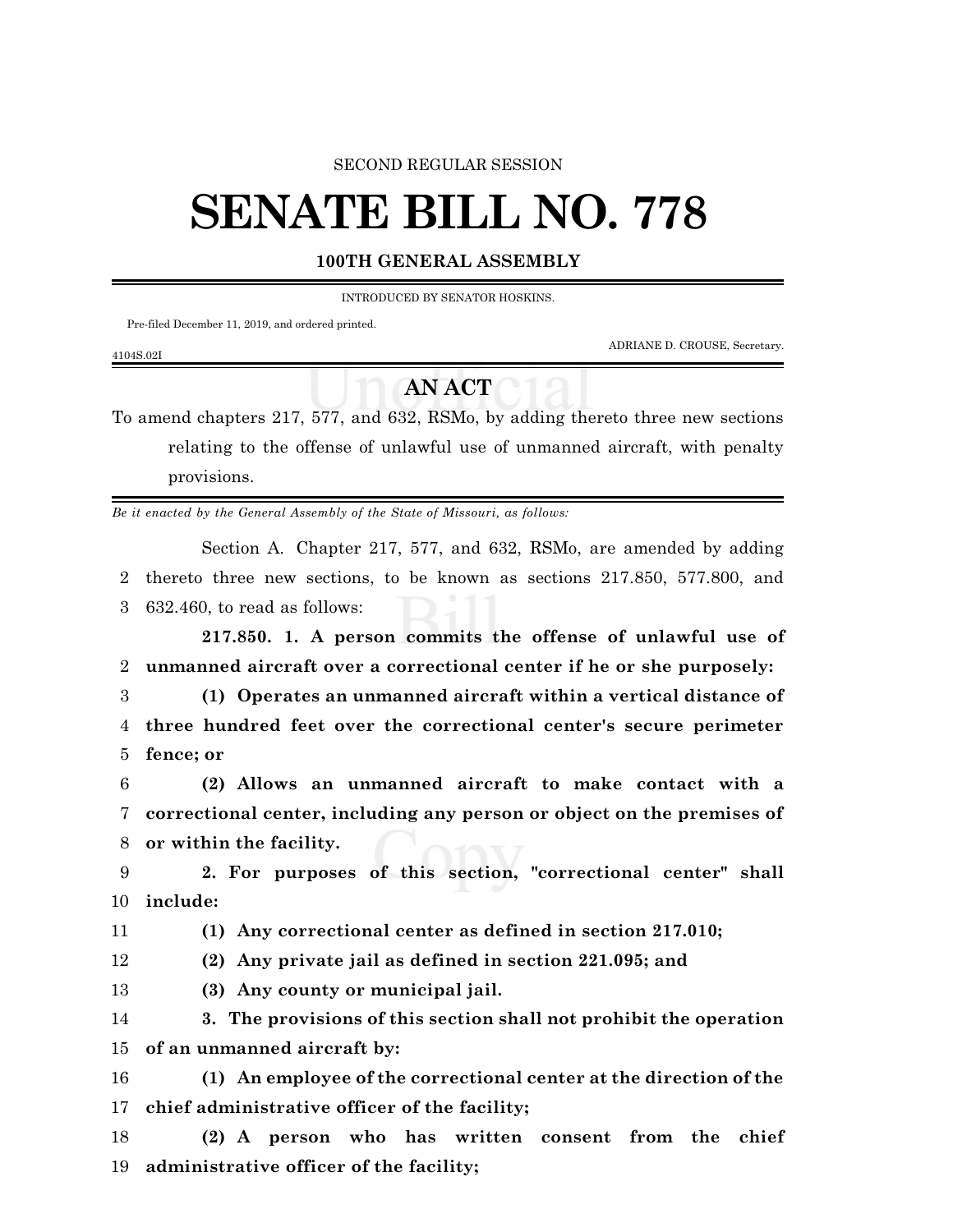SECOND REGULAR SESSION

# SENATE BILL NO. 778

**100TH GENERAL ASSEMBLY**

INTRODUCED BY SENATOR HOSKINS.

Pre-filed December 11, 2019, and ordered printed.

ADRIANE D. CROUSE, Secretary.

4104S.02I

## AN ACT

To amend chapters 217, 577, and 632, RSMo, by adding thereto three new sections relating to the offense of unlawful use of unmanned aircraft, with penalty provisions.

*Be it enacted by the General Assembly of the State of Missouri, as follows:*

Section A. Chapter 217, 577, and 632, RSMo, are amended by adding thereto three new sections, to be known as sections 217.850, 577.800, and 632.460, to read as follows:

**217.850. 1. A person commits the offense of unlawful use of unmanned aircraft over a correctional center if he or she purposely:**

**(1) Operates an unmanned aircraft within a vertical distance of three hundred feet over the correctional center's secure perimeter fence; or**

**(2) Allows an unmanned aircraft to make contact with a correctional center, including any person or object on the premises of or within the facility.**

**2. For purposes of this section, "correctional center" shall include:**

**(1) Any correctional center as defined in section 217.010;**

**(2) Any private jail as defined in section 221.095; and**

**(3) Any county or municipal jail.**

**3. The provisions of this section shall not prohibit the operation of an unmanned aircraft by:**

**(1) An employee of the correctional center at the direction of the chief administrative officer of the facility;**

**(2) A person who has written consent from the chief administrative officer of the facility;**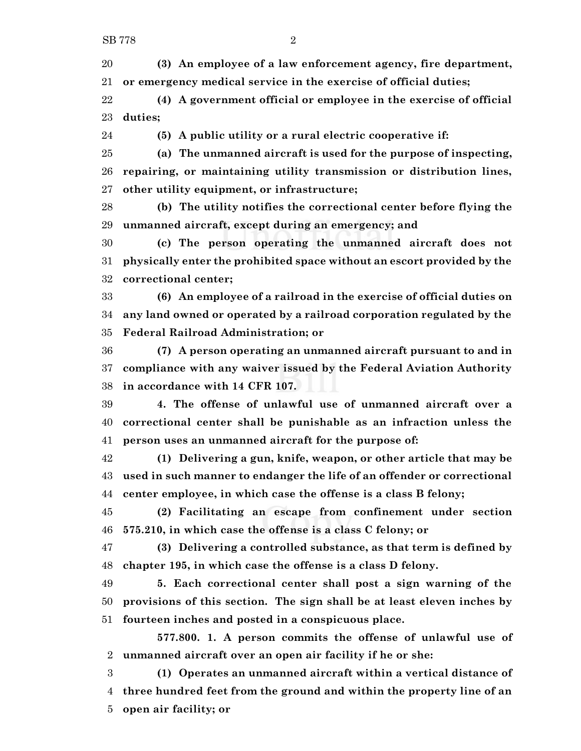**(3) An employee of a law enforcement agency, fire department, or emergency medical service in the exercise of official duties;**

**(4) A government official or employee in the exercise of official duties;**

**(5) A public utility or a rural electric cooperative if:**

**(a) The unmanned aircraft is used for the purpose of inspecting, repairing, or maintaining utility transmission or distribution lines, other utility equipment, or infrastructure;**

**(b) The utility notifies the correctional center before flying the unmanned aircraft, except during an emergency; and**

**(c) The person operating the unmanned aircraft does not physically enter the prohibited space without an escort provided by the correctional center;**

**(6) An employee of a railroad in the exercise of official duties on any land owned or operated by a railroad corporation regulated by the Federal Railroad Administration; or**

**(7) A person operating an unmanned aircraft pursuant to and in compliance with any waiver issued by the Federal Aviation Authority in accordance with 14 CFR 107.**

**4. The offense of unlawful use of unmanned aircraft over a correctional center shall be punishable as an infraction unless the person uses an unmanned aircraft for the purpose of:**

**(1) Delivering a gun, knife, weapon, or other article that may be used in such manner to endanger the life of an offender or correctional center employee, in which case the offense is a class B felony;**

**(2) Facilitating an escape from confinement under section 575.210, in which case the offense is a class C felony; or**

**(3) Delivering a controlled substance, as that term is defined by chapter 195, in which case the offense is a class D felony.**

**5. Each correctional center shall post a sign warning of the provisions of this section. The sign shall be at least eleven inches by fourteen inches and posted in a conspicuous place.**

**577.800. 1. A person commits the offense of unlawful use of unmanned aircraft over an open air facility if he or she:**

**(1) Operates an unmanned aircraft within a vertical distance of three hundred feet from the ground and within the property line of an open air facility; or**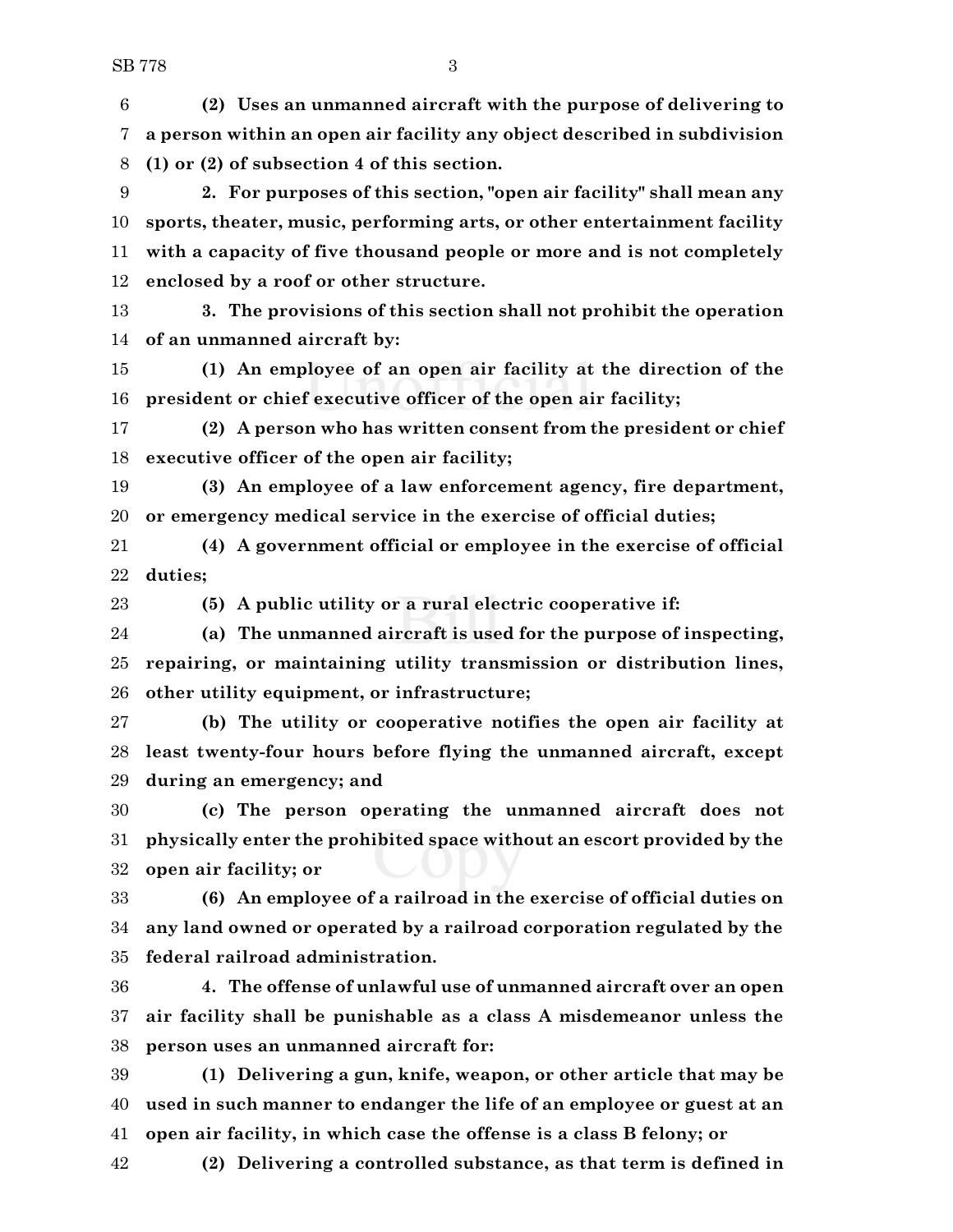**(2) Uses an unmanned aircraft with the purpose of delivering to a person within an open air facility any object described in subdivision (1) or (2) of subsection 4 of this section.**

**2. For purposes of this section, "open air facility" shall mean any sports, theater, music, performing arts, or other entertainment facility with a capacity of five thousand people or more and is not completely enclosed by a roof or other structure.**

**3. The provisions of this section shall not prohibit the operation of an unmanned aircraft by:**

**(1) An employee of an open air facility at the direction of the president or chief executive officer of the open air facility;**

**(2) A person who has written consent from the president or chief executive officer of the open air facility;**

**(3) An employee of a law enforcement agency, fire department, or emergency medical service in the exercise of official duties;**

**(4) A government official or employee in the exercise of official duties;**

**(5) A public utility or a rural electric cooperative if:**

**(a) The unmanned aircraft is used for the purpose of inspecting, repairing, or maintaining utility transmission or distribution lines, other utility equipment, or infrastructure;**

**(b) The utility or cooperative notifies the open air facility at least twenty-four hours before flying the unmanned aircraft, except during an emergency; and**

**(c) The person operating the unmanned aircraft does not physically enter the prohibited space without an escort provided by the open air facility; or**

**(6) An employee of a railroad in the exercise of official duties on any land owned or operated by a railroad corporation regulated by the federal railroad administration.**

**4. The offense of unlawful use of unmanned aircraft over an open air facility shall be punishable as a class A misdemeanor unless the person uses an unmanned aircraft for:**

**(1) Delivering a gun, knife, weapon, or other article that may be used in such manner to endanger the life of an employee or guest at an open air facility, in which case the offense is a class B felony; or**

**(2) Delivering a controlled substance, as that term is defined in**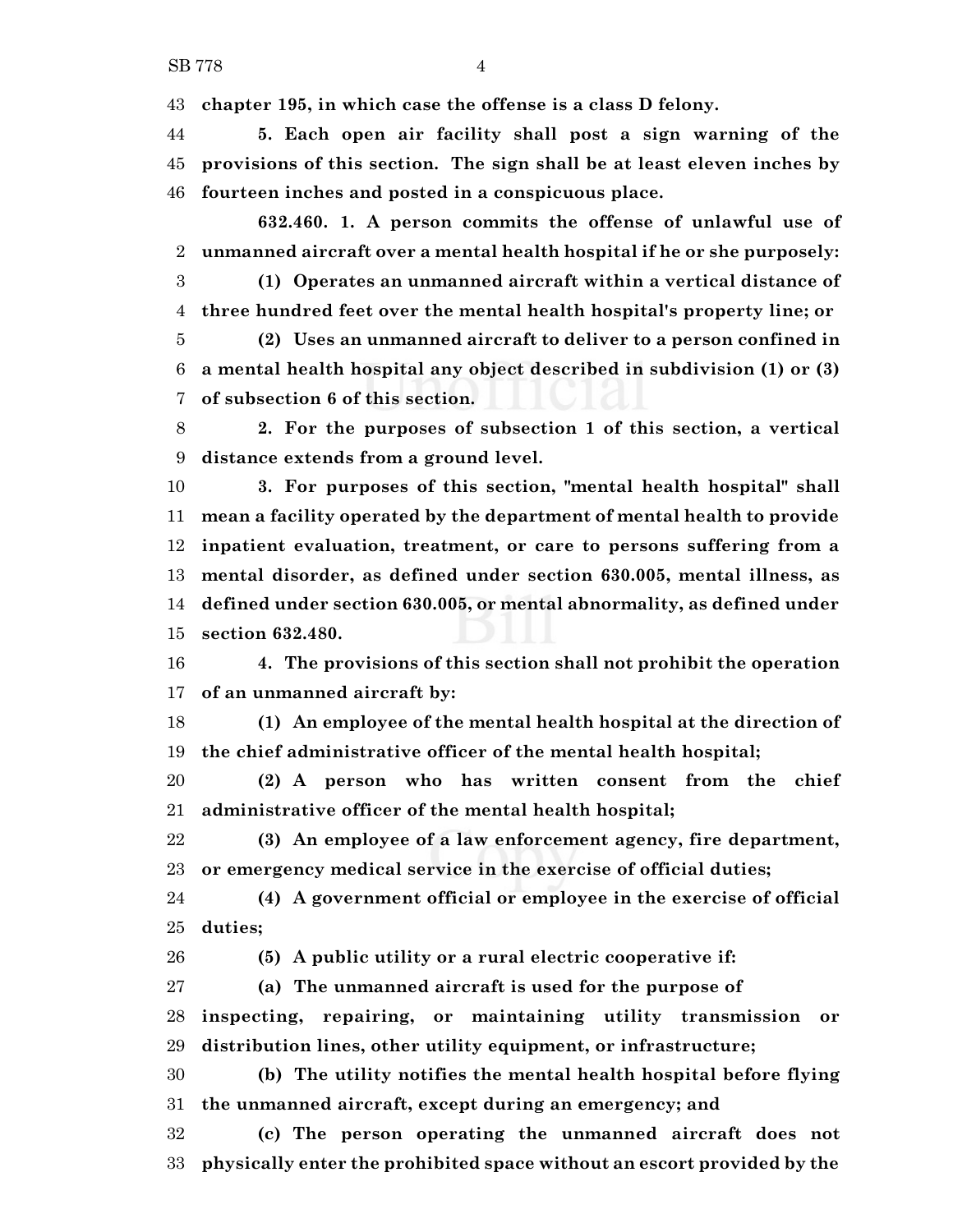**chapter 195, in which case the offense is a class D felony.**

**5. Each open air facility shall post a sign warning of the provisions of this section. The sign shall be at least eleven inches by fourteen inches and posted in a conspicuous place.**

**632.460. 1. A person commits the offense of unlawful use of unmanned aircraft over a mental health hospital if he or she purposely:**

**(1) Operates an unmanned aircraft within a vertical distance of three hundred feet over the mental health hospital's property line; or**

**(2) Uses an unmanned aircraft to deliver to a person confined in a mental health hospital any object described in subdivision (1) or (3) of subsection 6 of this section.**

**2. For the purposes of subsection 1 of this section, a vertical distance extends from a ground level.**

**3. For purposes of this section, "mental health hospital" shall mean a facility operated by the department of mental health to provide inpatient evaluation, treatment, or care to persons suffering from a mental disorder, as defined under section 630.005, mental illness, as defined under section 630.005, or mental abnormality, as defined under section 632.480.**

**4. The provisions of this section shall not prohibit the operation of an unmanned aircraft by:**

**(1) An employee of the mental health hospital at the direction of the chief administrative officer of the mental health hospital;**

**(2) A person who has written consent from the chief administrative officer of the mental health hospital;**

**(3) An employee of a law enforcement agency, fire department, or emergency medical service in the exercise of official duties;**

**(4) A government official or employee in the exercise of official duties;**

**(5) A public utility or a rural electric cooperative if:**

**(a) The unmanned aircraft is used for the purpose of inspecting, repairing, or maintaining utility transmission or distribution lines, other utility equipment, or infrastructure;**

**(b) The utility notifies the mental health hospital before flying the unmanned aircraft, except during an emergency; and**

**(c) The person operating the unmanned aircraft does not physically enter the prohibited space without an escort provided by the**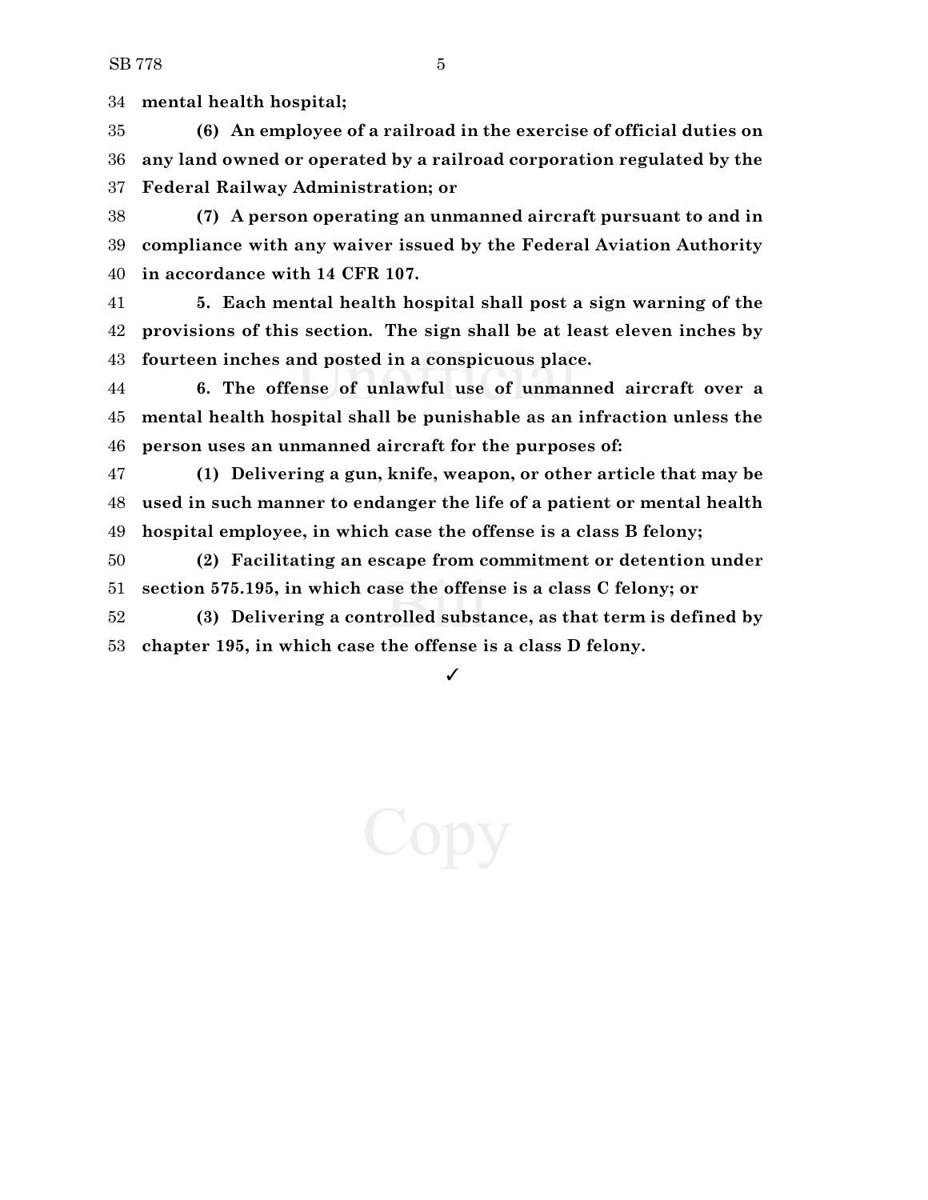34 **mental health hospital;**

35 **(6) An employee of a railroad in the exercise of official duties on**
36 **any land owned or operated by a railroad corporation regulated by the**
37 **Federal Railway Administration; or**

38 **(7) A person operating an unmanned aircraft pursuant to and in**
39 **compliance with any waiver issued by the Federal Aviation Authority**
40 **in accordance with 14 CFR 107.**

41 **5. Each mental health hospital shall post a sign warning of the**
42 **provisions of this section. The sign shall be at least eleven inches by**
43 **fourteen inches and posted in a conspicuous place.**

44 **6. The offense of unlawful use of unmanned aircraft over a**
45 **mental health hospital shall be punishable as an infraction unless the**
46 **person uses an unmanned aircraft for the purposes of:**

47 **(1) Delivering a gun, knife, weapon, or other article that may be**
48 **used in such manner to endanger the life of a patient or mental health**
49 **hospital employee, in which case the offense is a class B felony;**

50 **(2) Facilitating an escape from commitment or detention under**
51 **section 575.195, in which case the offense is a class C felony; or**

52 **(3) Delivering a controlled substance, as that term is defined by**
53 **chapter 195, in which case the offense is a class D felony.**

✓